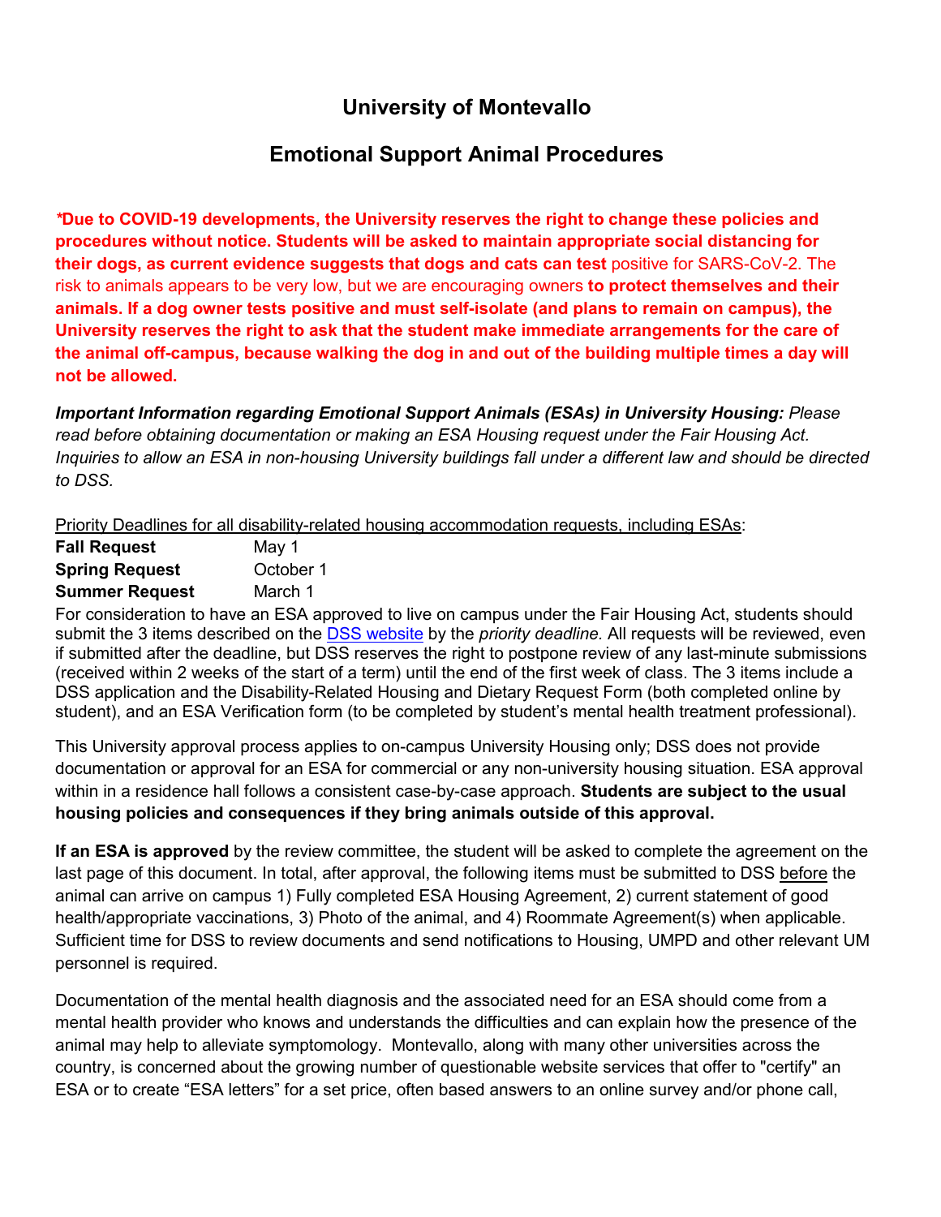# University of Montevallo

## Emotional Support Animal Procedures

***Due to COVID-19 developments, the University reserves the right to change these policies and procedures without notice. Students will be asked to maintain appropriate social distancing for their dogs, as current evidence suggests that dogs and cats can test** positive for SARS-CoV-2. The risk to animals appears to be very low, but we are encouraging owners **to protect themselves and their animals. If a dog owner tests positive and must self-isolate (and plans to remain on campus), the University reserves the right to ask that the student make immediate arrangements for the care of the animal off-campus, because walking the dog in and out of the building multiple times a day will not be allowed.**

***Important Information regarding Emotional Support Animals (ESAs) in University Housing:*** *Please read before obtaining documentation or making an ESA Housing request under the Fair Housing Act. Inquiries to allow an ESA in non-housing University buildings fall under a different law and should be directed to DSS.*

Priority Deadlines for all disability-related housing accommodation requests, including ESAs:

| | |
|---|---|
| **Fall Request** | May 1 |
| **Spring Request** | October 1 |
| **Summer Request** | March 1 |

For consideration to have an ESA approved to live on campus under the Fair Housing Act, students should submit the 3 items described on the [DSS website]() by the *priority deadline.* All requests will be reviewed, even if submitted after the deadline, but DSS reserves the right to postpone review of any last-minute submissions (received within 2 weeks of the start of a term) until the end of the first week of class. The 3 items include a DSS application and the Disability-Related Housing and Dietary Request Form (both completed online by student), and an ESA Verification form (to be completed by student's mental health treatment professional).

This University approval process applies to on-campus University Housing only; DSS does not provide documentation or approval for an ESA for commercial or any non-university housing situation. ESA approval within in a residence hall follows a consistent case-by-case approach. **Students are subject to the usual housing policies and consequences if they bring animals outside of this approval.**

**If an ESA is approved** by the review committee, the student will be asked to complete the agreement on the last page of this document. In total, after approval, the following items must be submitted to DSS before the animal can arrive on campus 1) Fully completed ESA Housing Agreement, 2) current statement of good health/appropriate vaccinations, 3) Photo of the animal, and 4) Roommate Agreement(s) when applicable. Sufficient time for DSS to review documents and send notifications to Housing, UMPD and other relevant UM personnel is required.

Documentation of the mental health diagnosis and the associated need for an ESA should come from a mental health provider who knows and understands the difficulties and can explain how the presence of the animal may help to alleviate symptomology. Montevallo, along with many other universities across the country, is concerned about the growing number of questionable website services that offer to "certify" an ESA or to create "ESA letters" for a set price, often based answers to an online survey and/or phone call,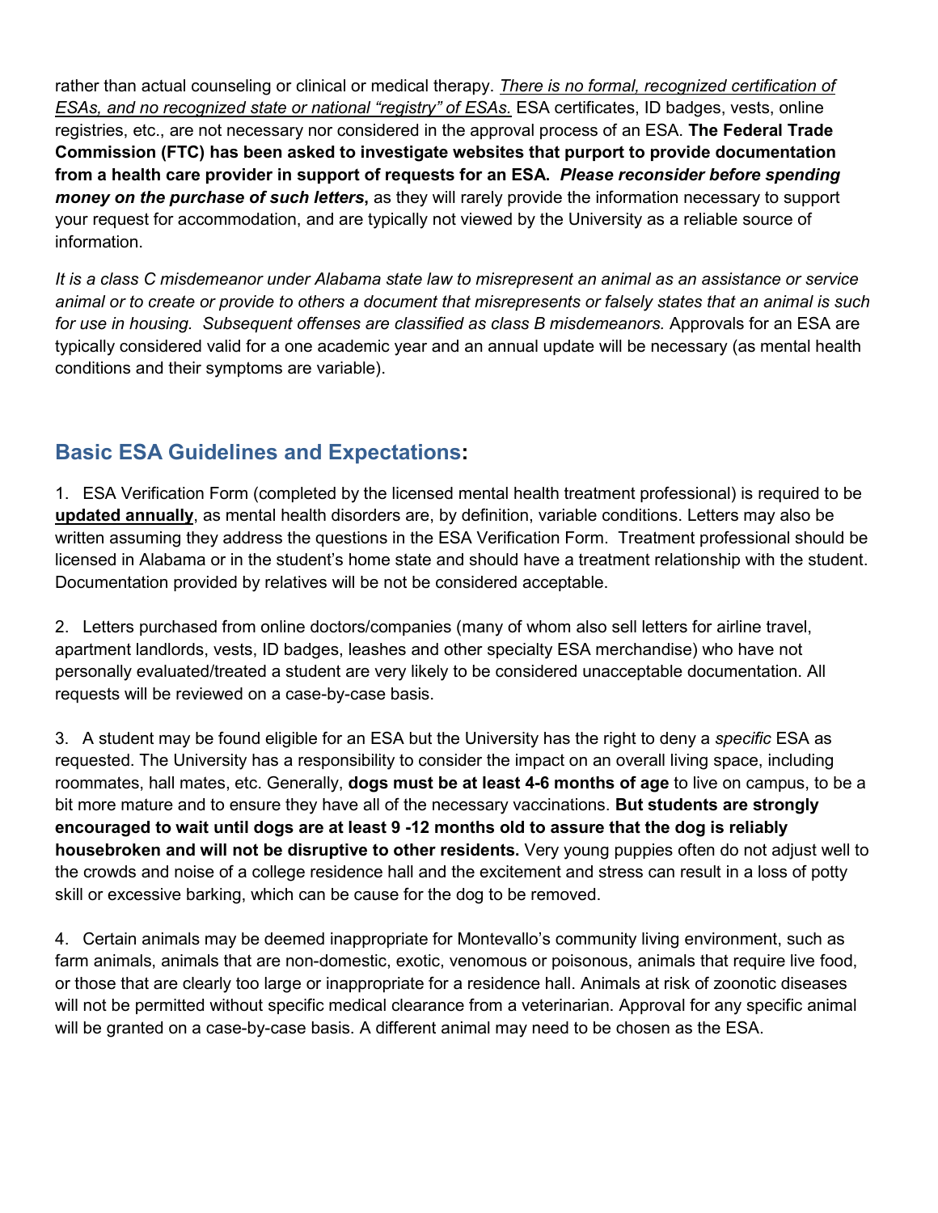rather than actual counseling or clinical or medical therapy. *There is no formal, recognized certification of ESAs, and no recognized state or national "registry" of ESAs.* ESA certificates, ID badges, vests, online registries, etc., are not necessary nor considered in the approval process of an ESA. **The Federal Trade Commission (FTC) has been asked to investigate websites that purport to provide documentation from a health care provider in support of requests for an ESA.** ***Please reconsider before spending money on the purchase of such letters*****,** as they will rarely provide the information necessary to support your request for accommodation, and are typically not viewed by the University as a reliable source of information.

*It is a class C misdemeanor under Alabama state law to misrepresent an animal as an assistance or service animal or to create or provide to others a document that misrepresents or falsely states that an animal is such for use in housing. Subsequent offenses are classified as class B misdemeanors.* Approvals for an ESA are typically considered valid for a one academic year and an annual update will be necessary (as mental health conditions and their symptoms are variable).

## Basic ESA Guidelines and Expectations:

1. ESA Verification Form (completed by the licensed mental health treatment professional) is required to be **updated annually**, as mental health disorders are, by definition, variable conditions. Letters may also be written assuming they address the questions in the ESA Verification Form. Treatment professional should be licensed in Alabama or in the student's home state and should have a treatment relationship with the student. Documentation provided by relatives will be not be considered acceptable.

2. Letters purchased from online doctors/companies (many of whom also sell letters for airline travel, apartment landlords, vests, ID badges, leashes and other specialty ESA merchandise) who have not personally evaluated/treated a student are very likely to be considered unacceptable documentation. All requests will be reviewed on a case-by-case basis.

3. A student may be found eligible for an ESA but the University has the right to deny a *specific* ESA as requested. The University has a responsibility to consider the impact on an overall living space, including roommates, hall mates, etc. Generally, **dogs must be at least 4-6 months of age** to live on campus, to be a bit more mature and to ensure they have all of the necessary vaccinations. **But students are strongly encouraged to wait until dogs are at least 9 -12 months old to assure that the dog is reliably housebroken and will not be disruptive to other residents.** Very young puppies often do not adjust well to the crowds and noise of a college residence hall and the excitement and stress can result in a loss of potty skill or excessive barking, which can be cause for the dog to be removed.

4. Certain animals may be deemed inappropriate for Montevallo's community living environment, such as farm animals, animals that are non-domestic, exotic, venomous or poisonous, animals that require live food, or those that are clearly too large or inappropriate for a residence hall. Animals at risk of zoonotic diseases will not be permitted without specific medical clearance from a veterinarian. Approval for any specific animal will be granted on a case-by-case basis. A different animal may need to be chosen as the ESA.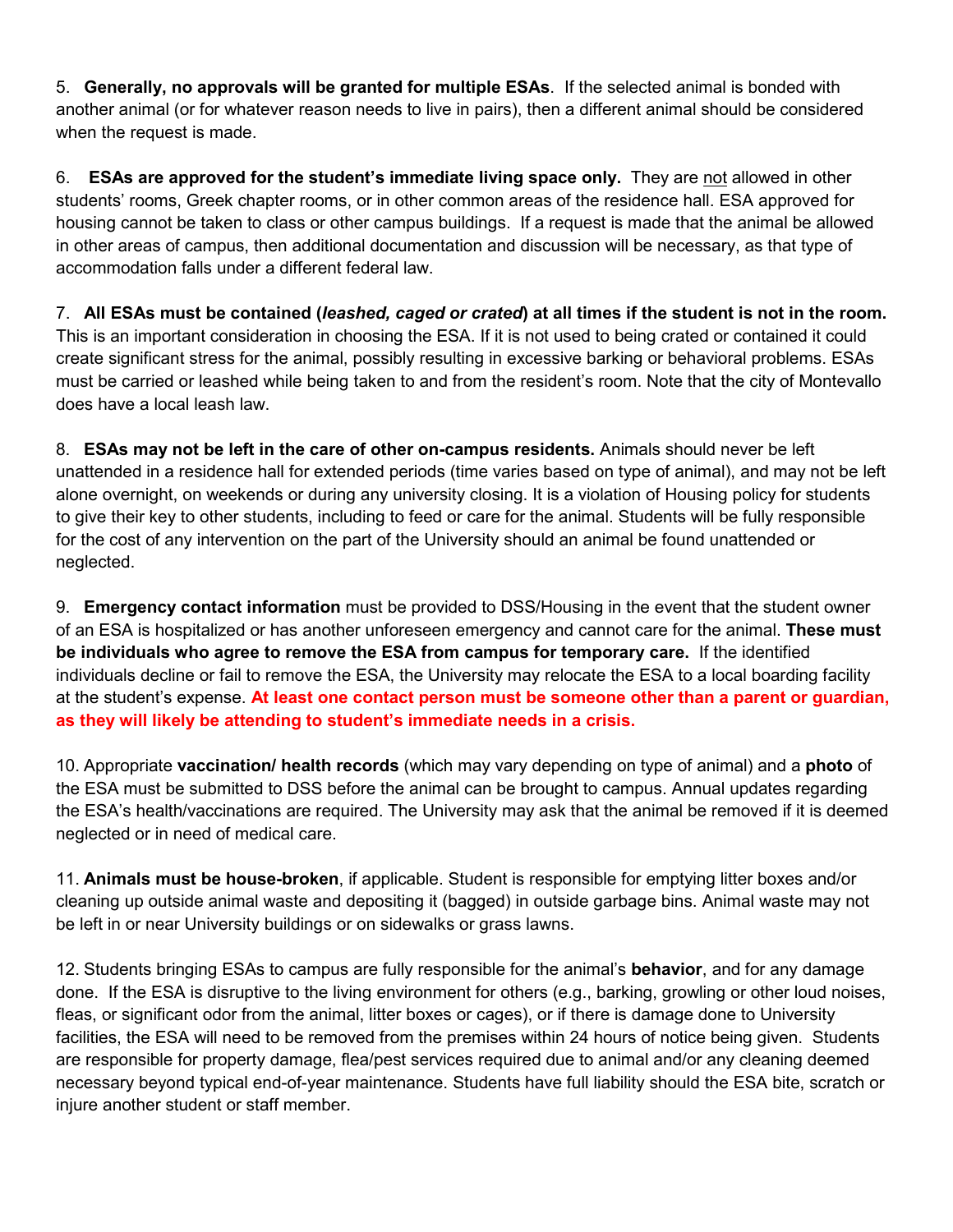5. **Generally, no approvals will be granted for multiple ESAs**. If the selected animal is bonded with another animal (or for whatever reason needs to live in pairs), then a different animal should be considered when the request is made.

6. **ESAs are approved for the student's immediate living space only.** They are <u>not</u> allowed in other students' rooms, Greek chapter rooms, or in other common areas of the residence hall. ESA approved for housing cannot be taken to class or other campus buildings. If a request is made that the animal be allowed in other areas of campus, then additional documentation and discussion will be necessary, as that type of accommodation falls under a different federal law.

7. **All ESAs must be contained (*leashed, caged or crated*) at all times if the student is not in the room.** This is an important consideration in choosing the ESA. If it is not used to being crated or contained it could create significant stress for the animal, possibly resulting in excessive barking or behavioral problems. ESAs must be carried or leashed while being taken to and from the resident's room. Note that the city of Montevallo does have a local leash law.

8. **ESAs may not be left in the care of other on-campus residents.** Animals should never be left unattended in a residence hall for extended periods (time varies based on type of animal), and may not be left alone overnight, on weekends or during any university closing. It is a violation of Housing policy for students to give their key to other students, including to feed or care for the animal. Students will be fully responsible for the cost of any intervention on the part of the University should an animal be found unattended or neglected.

9. **Emergency contact information** must be provided to DSS/Housing in the event that the student owner of an ESA is hospitalized or has another unforeseen emergency and cannot care for the animal. **These must be individuals who agree to remove the ESA from campus for temporary care.** If the identified individuals decline or fail to remove the ESA, the University may relocate the ESA to a local boarding facility at the student's expense. **At least one contact person must be someone other than a parent or guardian, as they will likely be attending to student's immediate needs in a crisis.**

10. Appropriate **vaccination/ health records** (which may vary depending on type of animal) and a **photo** of the ESA must be submitted to DSS before the animal can be brought to campus. Annual updates regarding the ESA's health/vaccinations are required. The University may ask that the animal be removed if it is deemed neglected or in need of medical care.

11. **Animals must be house-broken**, if applicable. Student is responsible for emptying litter boxes and/or cleaning up outside animal waste and depositing it (bagged) in outside garbage bins. Animal waste may not be left in or near University buildings or on sidewalks or grass lawns.

12. Students bringing ESAs to campus are fully responsible for the animal's **behavior**, and for any damage done. If the ESA is disruptive to the living environment for others (e.g., barking, growling or other loud noises, fleas, or significant odor from the animal, litter boxes or cages), or if there is damage done to University facilities, the ESA will need to be removed from the premises within 24 hours of notice being given. Students are responsible for property damage, flea/pest services required due to animal and/or any cleaning deemed necessary beyond typical end-of-year maintenance. Students have full liability should the ESA bite, scratch or injure another student or staff member.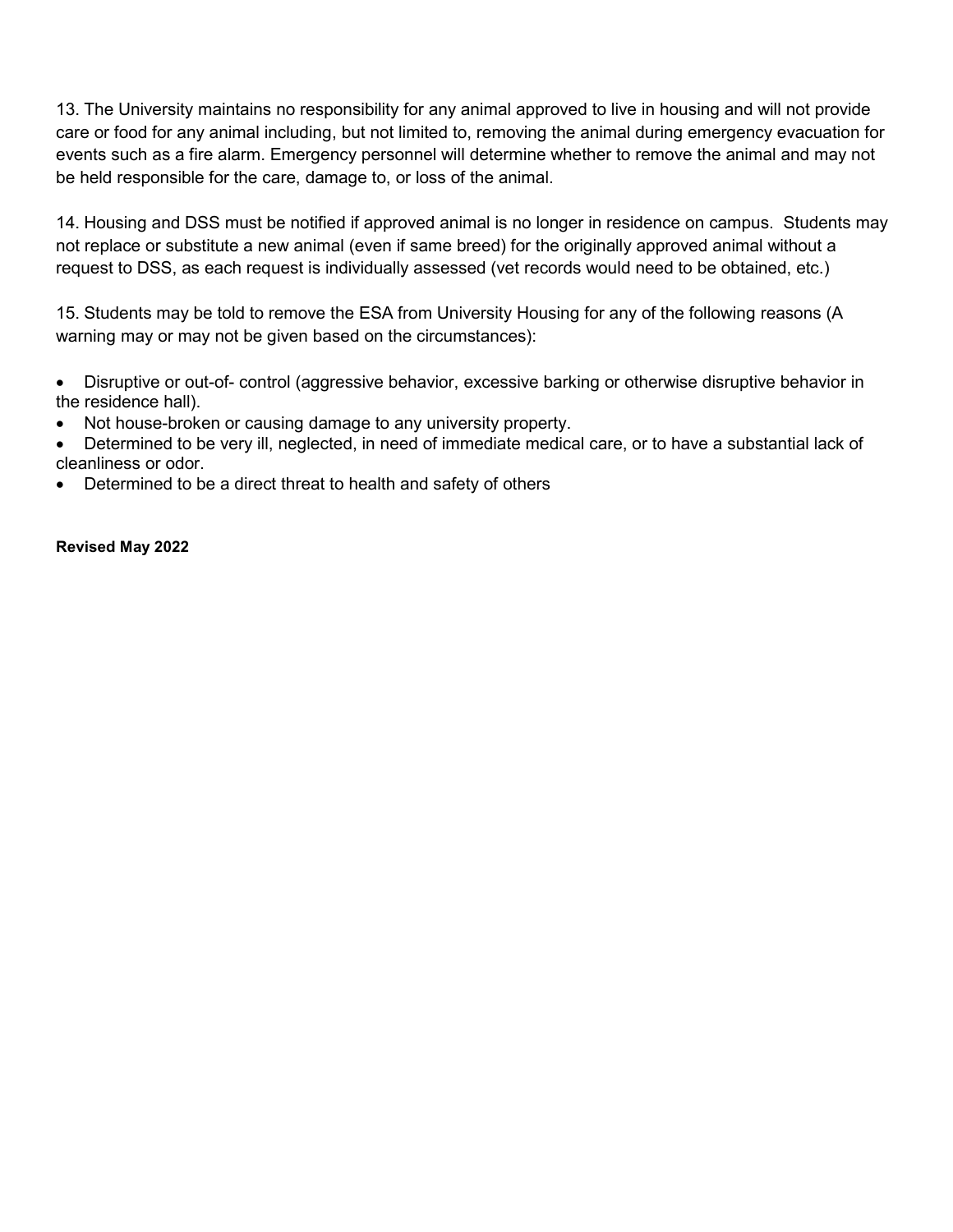13. The University maintains no responsibility for any animal approved to live in housing and will not provide care or food for any animal including, but not limited to, removing the animal during emergency evacuation for events such as a fire alarm. Emergency personnel will determine whether to remove the animal and may not be held responsible for the care, damage to, or loss of the animal.

14. Housing and DSS must be notified if approved animal is no longer in residence on campus. Students may not replace or substitute a new animal (even if same breed) for the originally approved animal without a request to DSS, as each request is individually assessed (vet records would need to be obtained, etc.)

15. Students may be told to remove the ESA from University Housing for any of the following reasons (A warning may or may not be given based on the circumstances):

- Disruptive or out-of- control (aggressive behavior, excessive barking or otherwise disruptive behavior in the residence hall).
- Not house-broken or causing damage to any university property.
- Determined to be very ill, neglected, in need of immediate medical care, or to have a substantial lack of cleanliness or odor.
- Determined to be a direct threat to health and safety of others

**Revised May 2022**